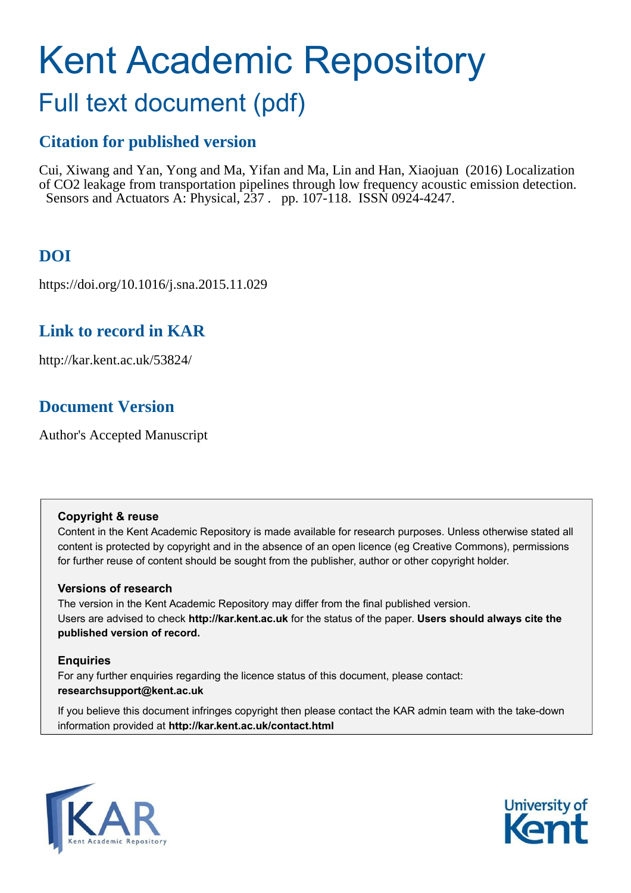# Kent Academic Repository

## Full text document (pdf)

### Citation for published version

Cui, Xiwang and Yan, Yong and Ma, Yifan and Ma, Lin and Han, Xiaojuan (2016) Localization of CO2 leakage from transportation pipelines through low frequency acoustic emission detection. Sensors and Actuators A: Physical, 237 . pp. 107-118. ISSN 0924-4247.

### DOI

https://doi.org/10.1016/j.sna.2015.11.029

### Link to record in KAR

http://kar.kent.ac.uk/53824/

### Document Version

Author's Accepted Manuscript

**Copyright & reuse**

Content in the Kent Academic Repository is made available for research purposes. Unless otherwise stated all content is protected by copyright and in the absence of an open licence (eg Creative Commons), permissions for further reuse of content should be sought from the publisher, author or other copyright holder.

**Versions of research**

The version in the Kent Academic Repository may differ from the final published version. Users are advised to check **http://kar.kent.ac.uk** for the status of the paper. **Users should always cite the published version of record.**

**Enquiries**

For any further enquiries regarding the licence status of this document, please contact: **researchsupport@kent.ac.uk**

If you believe this document infringes copyright then please contact the KAR admin team with the take-down information provided at **http://kar.kent.ac.uk/contact.html**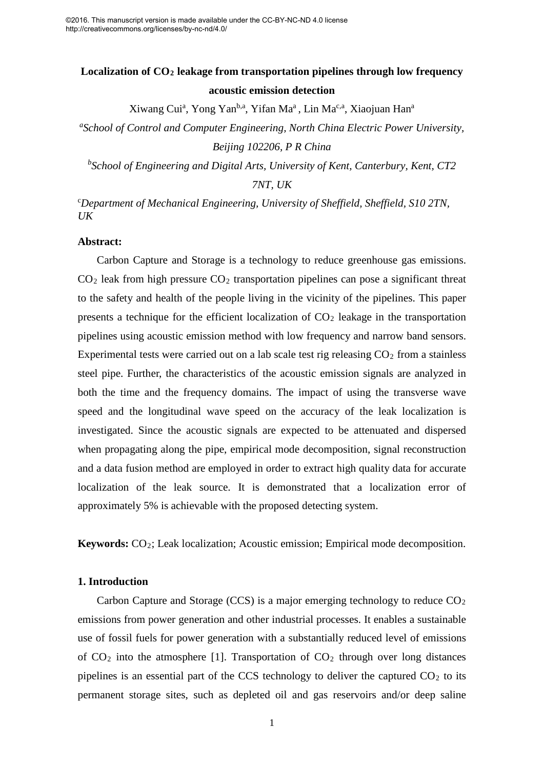©2016. This manuscript version is made available under the CC-BY-NC-ND 4.0 license http://creativecommons.org/licenses/by-nc-nd/4.0/

# Localization of $CO_2$ leakage from transportation pipelines through low frequency acoustic emission detection

Xiwang Cui[a], Yong Yan[b,a], Yifan Ma[a] , Lin Ma[c,a], Xiaojuan Han[a]

[a]*School of Control and Computer Engineering, North China Electric Power University, Beijing 102206, P R China*

[b]*School of Engineering and Digital Arts, University of Kent, Canterbury, Kent, CT2 7NT, UK*

[c]*Department of Mechanical Engineering, University of Sheffield, Sheffield, S10 2TN, UK*

**Abstract:**

Carbon Capture and Storage is a technology to reduce greenhouse gas emissions. $CO_2$ leak from high pressure $CO_2$ transportation pipelines can pose a significant threat to the safety and health of the people living in the vicinity of the pipelines. This paper presents a technique for the efficient localization of $CO_2$ leakage in the transportation pipelines using acoustic emission method with low frequency and narrow band sensors. Experimental tests were carried out on a lab scale test rig releasing $CO_2$ from a stainless steel pipe. Further, the characteristics of the acoustic emission signals are analyzed in both the time and the frequency domains. The impact of using the transverse wave speed and the longitudinal wave speed on the accuracy of the leak localization is investigated. Since the acoustic signals are expected to be attenuated and dispersed when propagating along the pipe, empirical mode decomposition, signal reconstruction and a data fusion method are employed in order to extract high quality data for accurate localization of the leak source. It is demonstrated that a localization error of approximately 5% is achievable with the proposed detecting system.

**Keywords:** $CO_2$; Leak localization; Acoustic emission; Empirical mode decomposition.

## 1. Introduction

Carbon Capture and Storage (CCS) is a major emerging technology to reduce $CO_2$ emissions from power generation and other industrial processes. It enables a sustainable use of fossil fuels for power generation with a substantially reduced level of emissions of $CO_2$ into the atmosphere [1]. Transportation of $CO_2$ through over long distances pipelines is an essential part of the CCS technology to deliver the captured $CO_2$ to its permanent storage sites, such as depleted oil and gas reservoirs and/or deep saline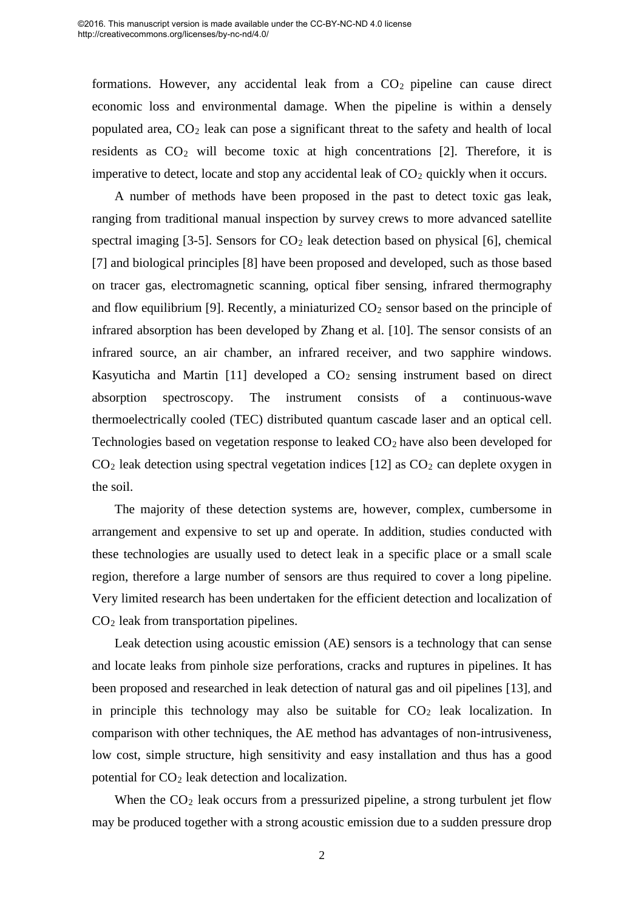formations. However, any accidental leak from a $CO_2$ pipeline can cause direct economic loss and environmental damage. When the pipeline is within a densely populated area, $CO_2$ leak can pose a significant threat to the safety and health of local residents as $CO_2$ will become toxic at high concentrations [2]. Therefore, it is imperative to detect, locate and stop any accidental leak of $CO_2$ quickly when it occurs.

A number of methods have been proposed in the past to detect toxic gas leak, ranging from traditional manual inspection by survey crews to more advanced satellite spectral imaging [3-5]. Sensors for $CO_2$ leak detection based on physical [6], chemical [7] and biological principles [8] have been proposed and developed, such as those based on tracer gas, electromagnetic scanning, optical fiber sensing, infrared thermography and flow equilibrium [9]. Recently, a miniaturized $CO_2$ sensor based on the principle of infrared absorption has been developed by Zhang et al. [10]. The sensor consists of an infrared source, an air chamber, an infrared receiver, and two sapphire windows. Kasyuticha and Martin [11] developed a $CO_2$ sensing instrument based on direct absorption spectroscopy. The instrument consists of a continuous-wave thermoelectrically cooled (TEC) distributed quantum cascade laser and an optical cell. Technologies based on vegetation response to leaked $CO_2$ have also been developed for $CO_2$ leak detection using spectral vegetation indices [12] as $CO_2$ can deplete oxygen in the soil.

The majority of these detection systems are, however, complex, cumbersome in arrangement and expensive to set up and operate. In addition, studies conducted with these technologies are usually used to detect leak in a specific place or a small scale region, therefore a large number of sensors are thus required to cover a long pipeline. Very limited research has been undertaken for the efficient detection and localization of $CO_2$ leak from transportation pipelines.

Leak detection using acoustic emission (AE) sensors is a technology that can sense and locate leaks from pinhole size perforations, cracks and ruptures in pipelines. It has been proposed and researched in leak detection of natural gas and oil pipelines [13], and in principle this technology may also be suitable for $CO_2$ leak localization. In comparison with other techniques, the AE method has advantages of non-intrusiveness, low cost, simple structure, high sensitivity and easy installation and thus has a good potential for $CO_2$ leak detection and localization.

When the $CO_2$ leak occurs from a pressurized pipeline, a strong turbulent jet flow may be produced together with a strong acoustic emission due to a sudden pressure drop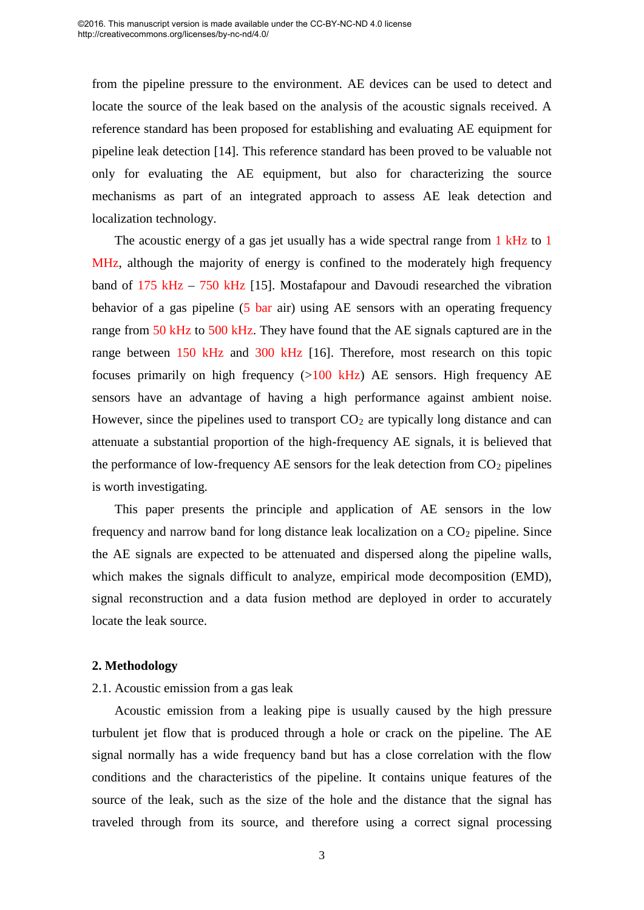from the pipeline pressure to the environment. AE devices can be used to detect and locate the source of the leak based on the analysis of the acoustic signals received. A reference standard has been proposed for establishing and evaluating AE equipment for pipeline leak detection [14]. This reference standard has been proved to be valuable not only for evaluating the AE equipment, but also for characterizing the source mechanisms as part of an integrated approach to assess AE leak detection and localization technology.

The acoustic energy of a gas jet usually has a wide spectral range from 1 kHz to 1 MHz, although the majority of energy is confined to the moderately high frequency band of 175 kHz – 750 kHz [15]. Mostafapour and Davoudi researched the vibration behavior of a gas pipeline (5 bar air) using AE sensors with an operating frequency range from 50 kHz to 500 kHz. They have found that the AE signals captured are in the range between 150 kHz and 300 kHz [16]. Therefore, most research on this topic focuses primarily on high frequency (>100 kHz) AE sensors. High frequency AE sensors have an advantage of having a high performance against ambient noise. However, since the pipelines used to transport $CO_2$ are typically long distance and can attenuate a substantial proportion of the high-frequency AE signals, it is believed that the performance of low-frequency AE sensors for the leak detection from $CO_2$ pipelines is worth investigating.

This paper presents the principle and application of AE sensors in the low frequency and narrow band for long distance leak localization on a $CO_2$ pipeline. Since the AE signals are expected to be attenuated and dispersed along the pipeline walls, which makes the signals difficult to analyze, empirical mode decomposition (EMD), signal reconstruction and a data fusion method are deployed in order to accurately locate the leak source.

## 2. Methodology

### 2.1. Acoustic emission from a gas leak

Acoustic emission from a leaking pipe is usually caused by the high pressure turbulent jet flow that is produced through a hole or crack on the pipeline. The AE signal normally has a wide frequency band but has a close correlation with the flow conditions and the characteristics of the pipeline. It contains unique features of the source of the leak, such as the size of the hole and the distance that the signal has traveled through from its source, and therefore using a correct signal processing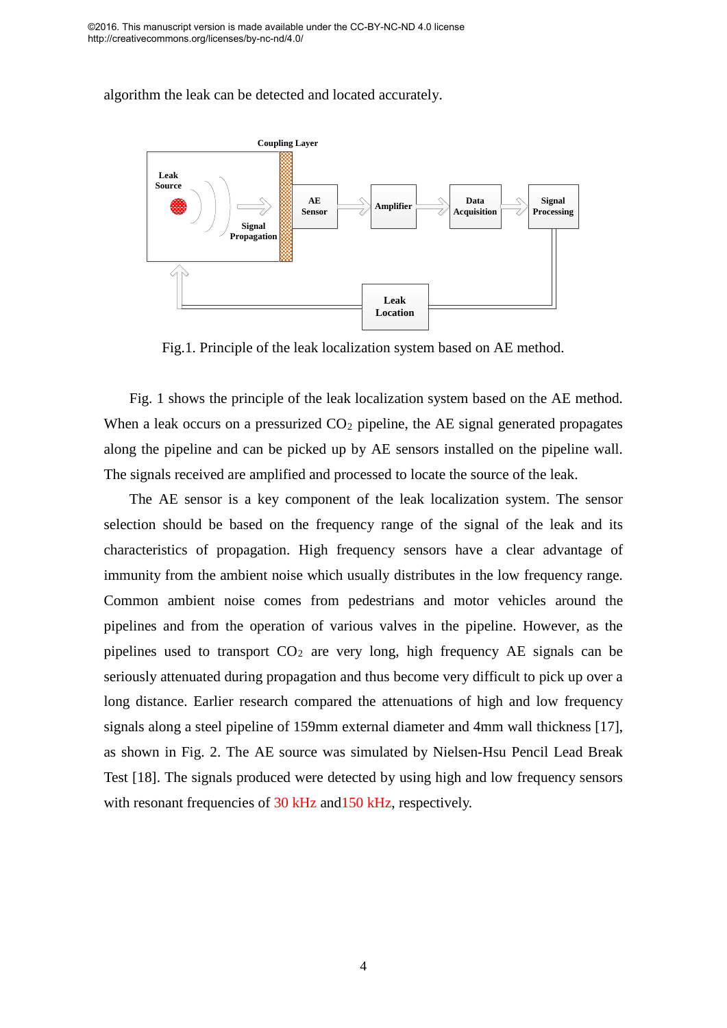algorithm the leak can be detected and located accurately.

Fig.1. Principle of the leak localization system based on AE method.

Fig. 1 shows the principle of the leak localization system based on the AE method. When a leak occurs on a pressurized $CO_2$ pipeline, the AE signal generated propagates along the pipeline and can be picked up by AE sensors installed on the pipeline wall. The signals received are amplified and processed to locate the source of the leak.

The AE sensor is a key component of the leak localization system. The sensor selection should be based on the frequency range of the signal of the leak and its characteristics of propagation. High frequency sensors have a clear advantage of immunity from the ambient noise which usually distributes in the low frequency range. Common ambient noise comes from pedestrians and motor vehicles around the pipelines and from the operation of various valves in the pipeline. However, as the pipelines used to transport $CO_2$ are very long, high frequency AE signals can be seriously attenuated during propagation and thus become very difficult to pick up over a long distance. Earlier research compared the attenuations of high and low frequency signals along a steel pipeline of 159mm external diameter and 4mm wall thickness [17], as shown in Fig. 2. The AE source was simulated by Nielsen-Hsu Pencil Lead Break Test [18]. The signals produced were detected by using high and low frequency sensors with resonant frequencies of 30 kHz and150 kHz, respectively.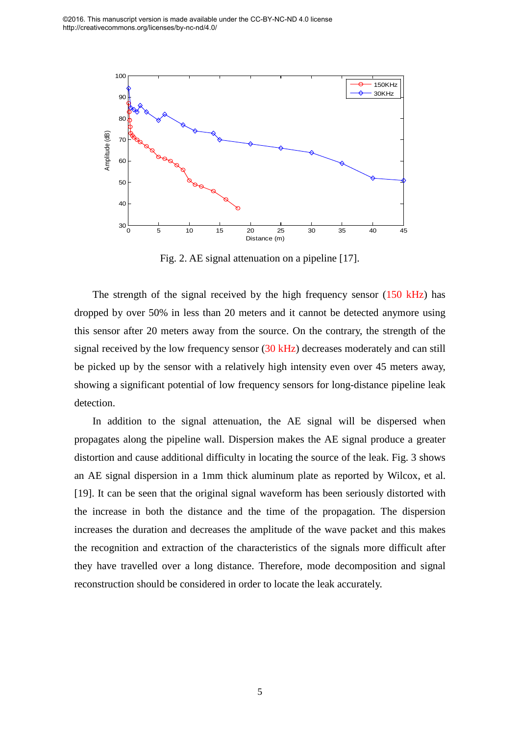©2016. This manuscript version is made available under the CC-BY-NC-ND 4.0 license http://creativecommons.org/licenses/by-nc-nd/4.0/

Fig. 2. AE signal attenuation on a pipeline [17].

The strength of the signal received by the high frequency sensor (150 kHz) has dropped by over 50% in less than 20 meters and it cannot be detected anymore using this sensor after 20 meters away from the source. On the contrary, the strength of the signal received by the low frequency sensor (30 kHz) decreases moderately and can still be picked up by the sensor with a relatively high intensity even over 45 meters away, showing a significant potential of low frequency sensors for long-distance pipeline leak detection.

In addition to the signal attenuation, the AE signal will be dispersed when propagates along the pipeline wall. Dispersion makes the AE signal produce a greater distortion and cause additional difficulty in locating the source of the leak. Fig. 3 shows an AE signal dispersion in a 1mm thick aluminum plate as reported by Wilcox, et al. [19]. It can be seen that the original signal waveform has been seriously distorted with the increase in both the distance and the time of the propagation. The dispersion increases the duration and decreases the amplitude of the wave packet and this makes the recognition and extraction of the characteristics of the signals more difficult after they have travelled over a long distance. Therefore, mode decomposition and signal reconstruction should be considered in order to locate the leak accurately.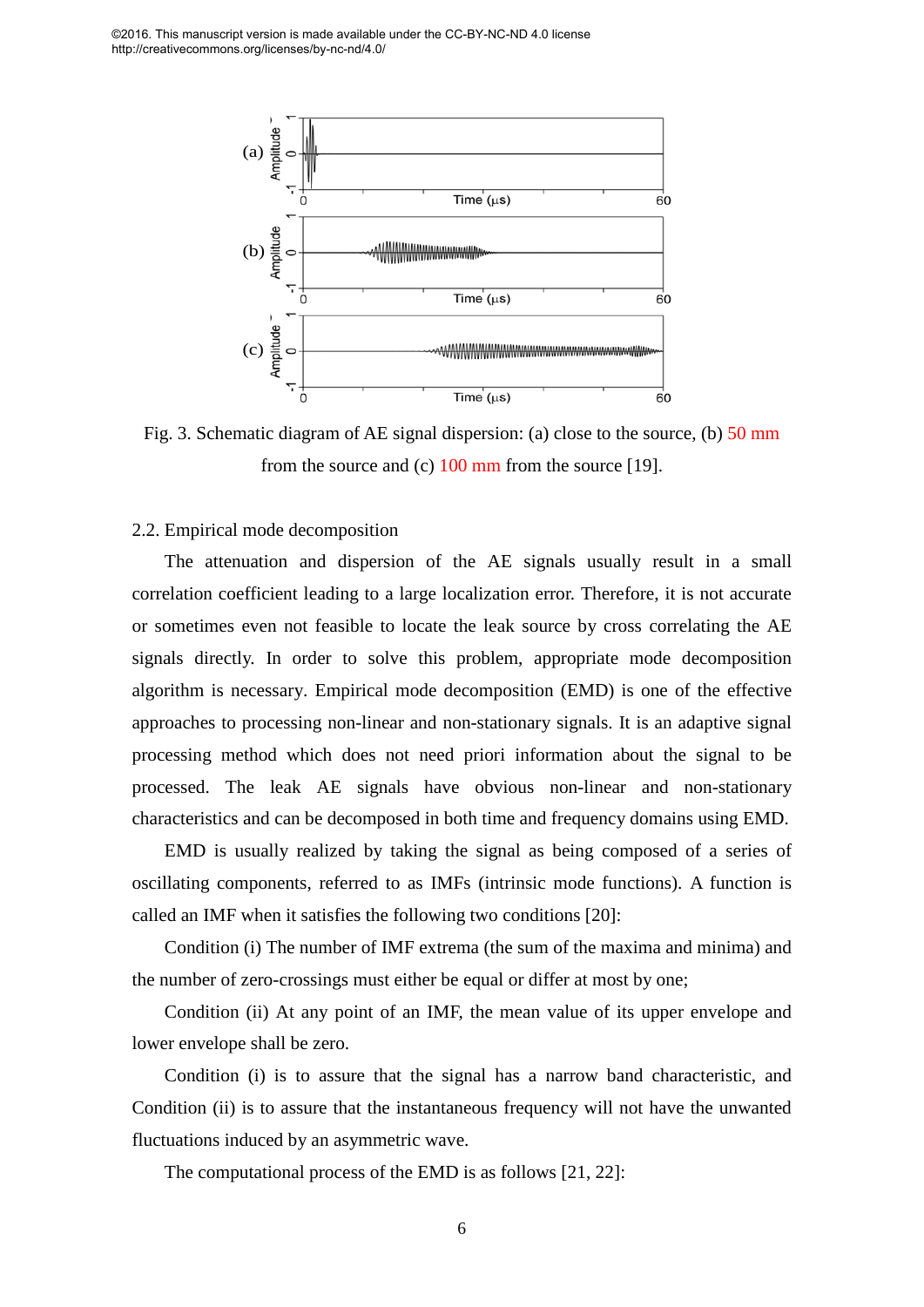Fig. 3. Schematic diagram of AE signal dispersion: (a) close to the source, (b) 50 mm from the source and (c) 100 mm from the source [19].

## 2.2. Empirical mode decomposition

The attenuation and dispersion of the AE signals usually result in a small correlation coefficient leading to a large localization error. Therefore, it is not accurate or sometimes even not feasible to locate the leak source by cross correlating the AE signals directly. In order to solve this problem, appropriate mode decomposition algorithm is necessary. Empirical mode decomposition (EMD) is one of the effective approaches to processing non-linear and non-stationary signals. It is an adaptive signal processing method which does not need priori information about the signal to be processed. The leak AE signals have obvious non-linear and non-stationary characteristics and can be decomposed in both time and frequency domains using EMD.

EMD is usually realized by taking the signal as being composed of a series of oscillating components, referred to as IMFs (intrinsic mode functions). A function is called an IMF when it satisfies the following two conditions [20]:

Condition (i) The number of IMF extrema (the sum of the maxima and minima) and the number of zero-crossings must either be equal or differ at most by one;

Condition (ii) At any point of an IMF, the mean value of its upper envelope and lower envelope shall be zero.

Condition (i) is to assure that the signal has a narrow band characteristic, and Condition (ii) is to assure that the instantaneous frequency will not have the unwanted fluctuations induced by an asymmetric wave.

The computational process of the EMD is as follows [21, 22]: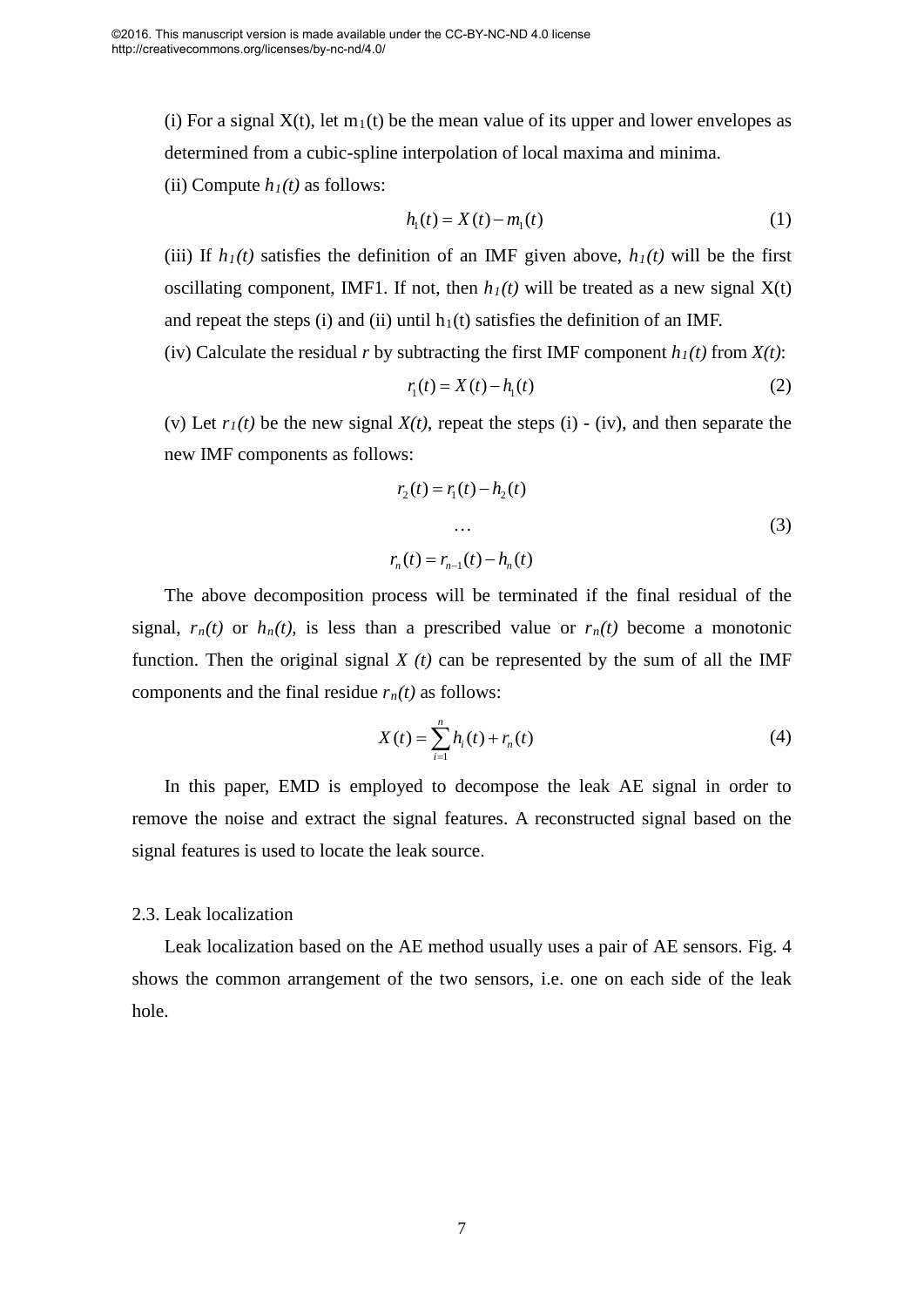(i) For a signal X(t), let $m_1(t)$ be the mean value of its upper and lower envelopes as determined from a cubic-spline interpolation of local maxima and minima.

(ii) Compute $h_1(t)$ as follows:

$$h_1(t) = X(t) - m_1(t) \tag{1}$$

(iii) If $h_1(t)$ satisfies the definition of an IMF given above, $h_1(t)$ will be the first oscillating component, IMF1. If not, then $h_1(t)$ will be treated as a new signal X(t) and repeat the steps (i) and (ii) until $h_1(t)$ satisfies the definition of an IMF.

(iv) Calculate the residual $r$ by subtracting the first IMF component $h_1(t)$ from $X(t)$:

$$r_1(t) = X(t) - h_1(t) \tag{2}$$

(v) Let $r_1(t)$ be the new signal $X(t)$, repeat the steps (i) - (iv), and then separate the new IMF components as follows:

$$\begin{gathered} r_2(t) = r_1(t) - h_2(t) \\ \dots \\ r_n(t) = r_{n-1}(t) - h_n(t) \end{gathered} \tag{3}$$

The above decomposition process will be terminated if the final residual of the signal, $r_n(t)$ or $h_n(t)$, is less than a prescribed value or $r_n(t)$ become a monotonic function. Then the original signal $X(t)$ can be represented by the sum of all the IMF components and the final residue $r_n(t)$ as follows:

$$X(t) = \sum_{i=1}^{n} h_i(t) + r_n(t) \tag{4}$$

In this paper, EMD is employed to decompose the leak AE signal in order to remove the noise and extract the signal features. A reconstructed signal based on the signal features is used to locate the leak source.

### 2.3. Leak localization

Leak localization based on the AE method usually uses a pair of AE sensors. Fig. 4 shows the common arrangement of the two sensors, i.e. one on each side of the leak hole.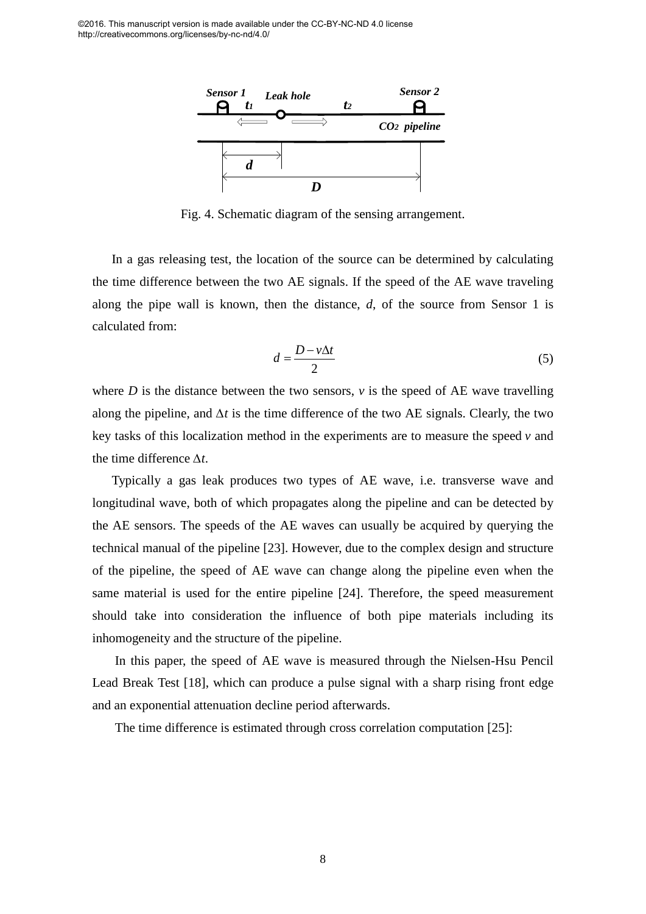©2016. This manuscript version is made available under the CC-BY-NC-ND 4.0 license http://creativecommons.org/licenses/by-nc-nd/4.0/

Fig. 4. Schematic diagram of the sensing arrangement.

In a gas releasing test, the location of the source can be determined by calculating the time difference between the two AE signals. If the speed of the AE wave traveling along the pipe wall is known, then the distance, $d$, of the source from Sensor 1 is calculated from:

$$d = \frac{D - v\Delta t}{2} \tag{5}$$

where $D$ is the distance between the two sensors, $v$ is the speed of AE wave travelling along the pipeline, and $\Delta t$ is the time difference of the two AE signals. Clearly, the two key tasks of this localization method in the experiments are to measure the speed $v$ and the time difference $\Delta t$.

Typically a gas leak produces two types of AE wave, i.e. transverse wave and longitudinal wave, both of which propagates along the pipeline and can be detected by the AE sensors. The speeds of the AE waves can usually be acquired by querying the technical manual of the pipeline [23]. However, due to the complex design and structure of the pipeline, the speed of AE wave can change along the pipeline even when the same material is used for the entire pipeline [24]. Therefore, the speed measurement should take into consideration the influence of both pipe materials including its inhomogeneity and the structure of the pipeline.

In this paper, the speed of AE wave is measured through the Nielsen-Hsu Pencil Lead Break Test [18], which can produce a pulse signal with a sharp rising front edge and an exponential attenuation decline period afterwards.

The time difference is estimated through cross correlation computation [25]: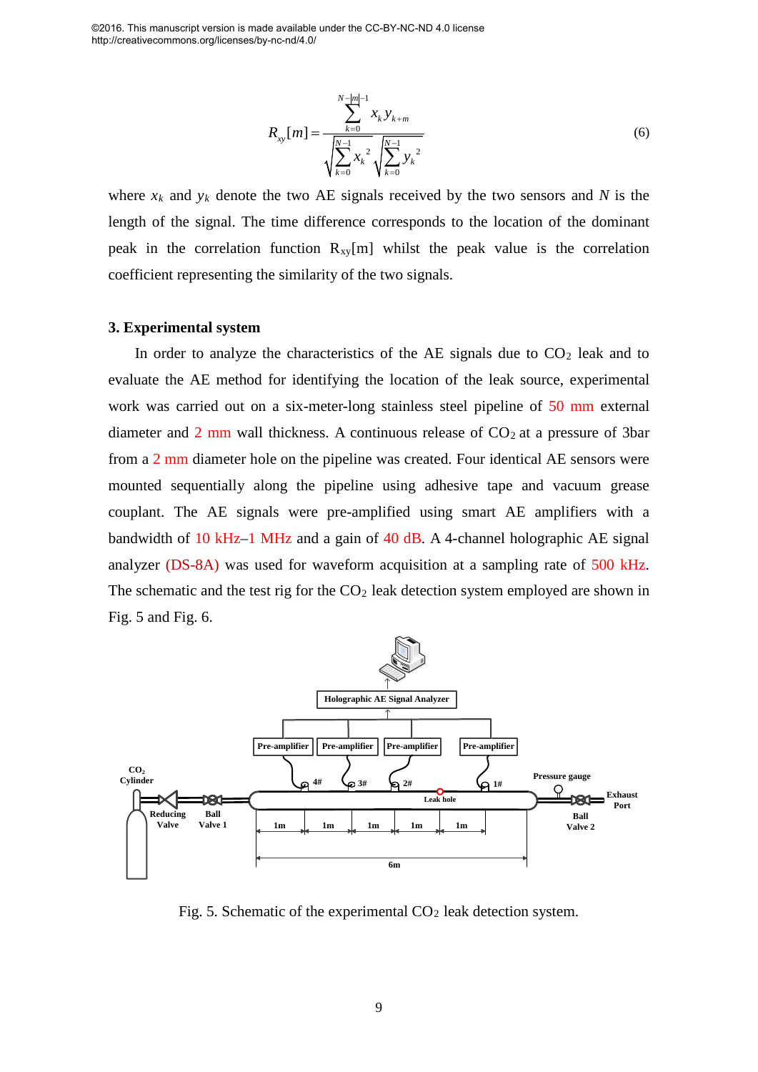$$R_{xy}[m] = \frac{\sum_{k=0}^{N-|m|-1} x_k y_{k+m}}{\sqrt{\sum_{k=0}^{N-1} x_k^2}\sqrt{\sum_{k=0}^{N-1} y_k^2}} \tag{6}$$

where $x_k$ and $y_k$ denote the two AE signals received by the two sensors and $N$ is the length of the signal. The time difference corresponds to the location of the dominant peak in the correlation function $R_{xy}[m]$ whilst the peak value is the correlation coefficient representing the similarity of the two signals.

## 3. Experimental system

In order to analyze the characteristics of the AE signals due to $CO_2$ leak and to evaluate the AE method for identifying the location of the leak source, experimental work was carried out on a six-meter-long stainless steel pipeline of 50 mm external diameter and 2 mm wall thickness. A continuous release of $CO_2$ at a pressure of 3bar from a 2 mm diameter hole on the pipeline was created. Four identical AE sensors were mounted sequentially along the pipeline using adhesive tape and vacuum grease couplant. The AE signals were pre-amplified using smart AE amplifiers with a bandwidth of 10 kHz–1 MHz and a gain of 40 dB. A 4-channel holographic AE signal analyzer (DS-8A) was used for waveform acquisition at a sampling rate of 500 kHz. The schematic and the test rig for the $CO_2$ leak detection system employed are shown in Fig. 5 and Fig. 6.

Fig. 5. Schematic of the experimental $CO_2$ leak detection system.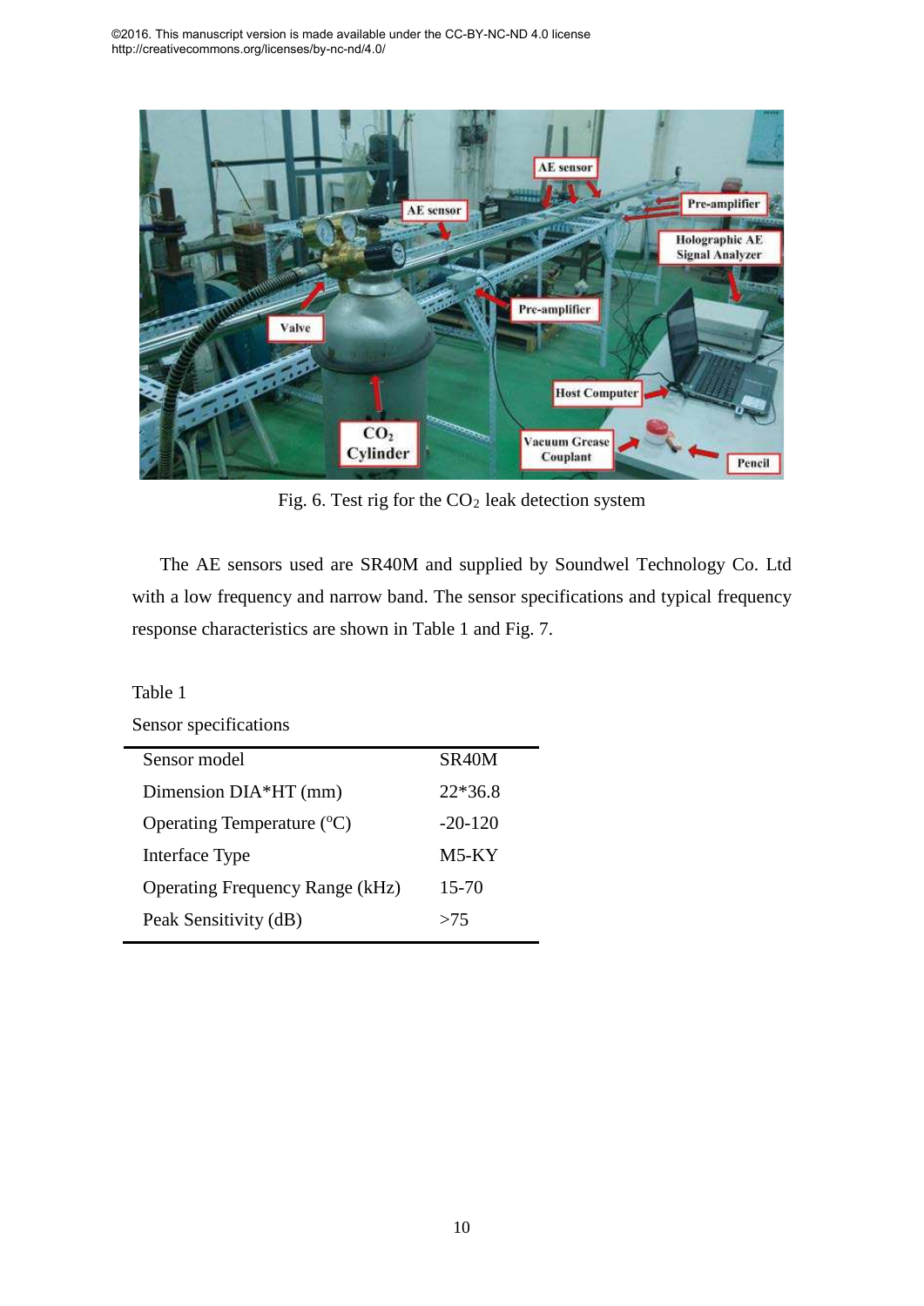Fig. 6. Test rig for the $CO_2$ leak detection system

The AE sensors used are SR40M and supplied by Soundwel Technology Co. Ltd with a low frequency and narrow band. The sensor specifications and typical frequency response characteristics are shown in Table 1 and Fig. 7.

Table 1

Sensor specifications

| Sensor model | SR40M |
| --- | --- |
| Dimension DIA*HT (mm) | 22*36.8 |
| Operating Temperature ($^{o}$C) | -20-120 |
| Interface Type | M5-KY |
| Operating Frequency Range (kHz) | 15-70 |
| Peak Sensitivity (dB) | >75 |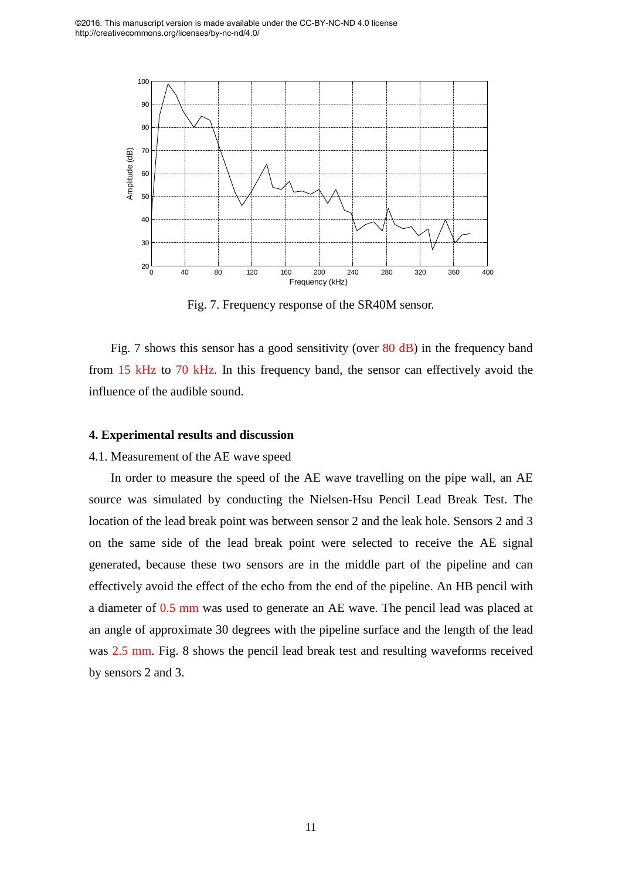©2016. This manuscript version is made available under the CC-BY-NC-ND 4.0 license http://creativecommons.org/licenses/by-nc-nd/4.0/

Fig. 7. Frequency response of the SR40M sensor.

Fig. 7 shows this sensor has a good sensitivity (over 80 dB) in the frequency band from 15 kHz to 70 kHz. In this frequency band, the sensor can effectively avoid the influence of the audible sound.

## 4. Experimental results and discussion

### 4.1. Measurement of the AE wave speed

In order to measure the speed of the AE wave travelling on the pipe wall, an AE source was simulated by conducting the Nielsen-Hsu Pencil Lead Break Test. The location of the lead break point was between sensor 2 and the leak hole. Sensors 2 and 3 on the same side of the lead break point were selected to receive the AE signal generated, because these two sensors are in the middle part of the pipeline and can effectively avoid the effect of the echo from the end of the pipeline. An HB pencil with a diameter of 0.5 mm was used to generate an AE wave. The pencil lead was placed at an angle of approximate 30 degrees with the pipeline surface and the length of the lead was 2.5 mm. Fig. 8 shows the pencil lead break test and resulting waveforms received by sensors 2 and 3.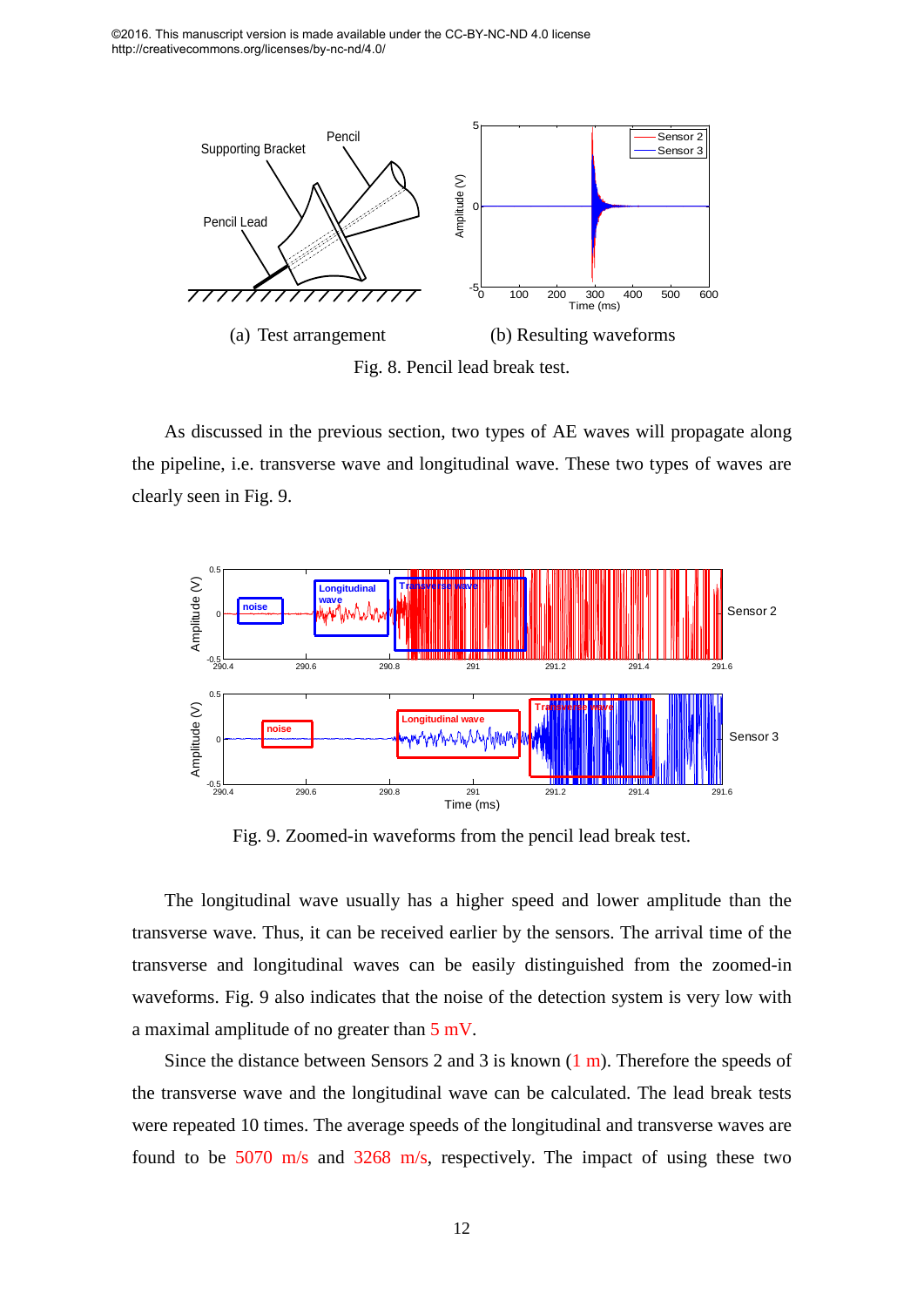(a) Test arrangement (b) Resulting waveforms

Fig. 8. Pencil lead break test.

As discussed in the previous section, two types of AE waves will propagate along the pipeline, i.e. transverse wave and longitudinal wave. These two types of waves are clearly seen in Fig. 9.

Fig. 9. Zoomed-in waveforms from the pencil lead break test.

The longitudinal wave usually has a higher speed and lower amplitude than the transverse wave. Thus, it can be received earlier by the sensors. The arrival time of the transverse and longitudinal waves can be easily distinguished from the zoomed-in waveforms. Fig. 9 also indicates that the noise of the detection system is very low with a maximal amplitude of no greater than 5 mV.

Since the distance between Sensors 2 and 3 is known (1 m). Therefore the speeds of the transverse wave and the longitudinal wave can be calculated. The lead break tests were repeated 10 times. The average speeds of the longitudinal and transverse waves are found to be 5070 m/s and 3268 m/s, respectively. The impact of using these two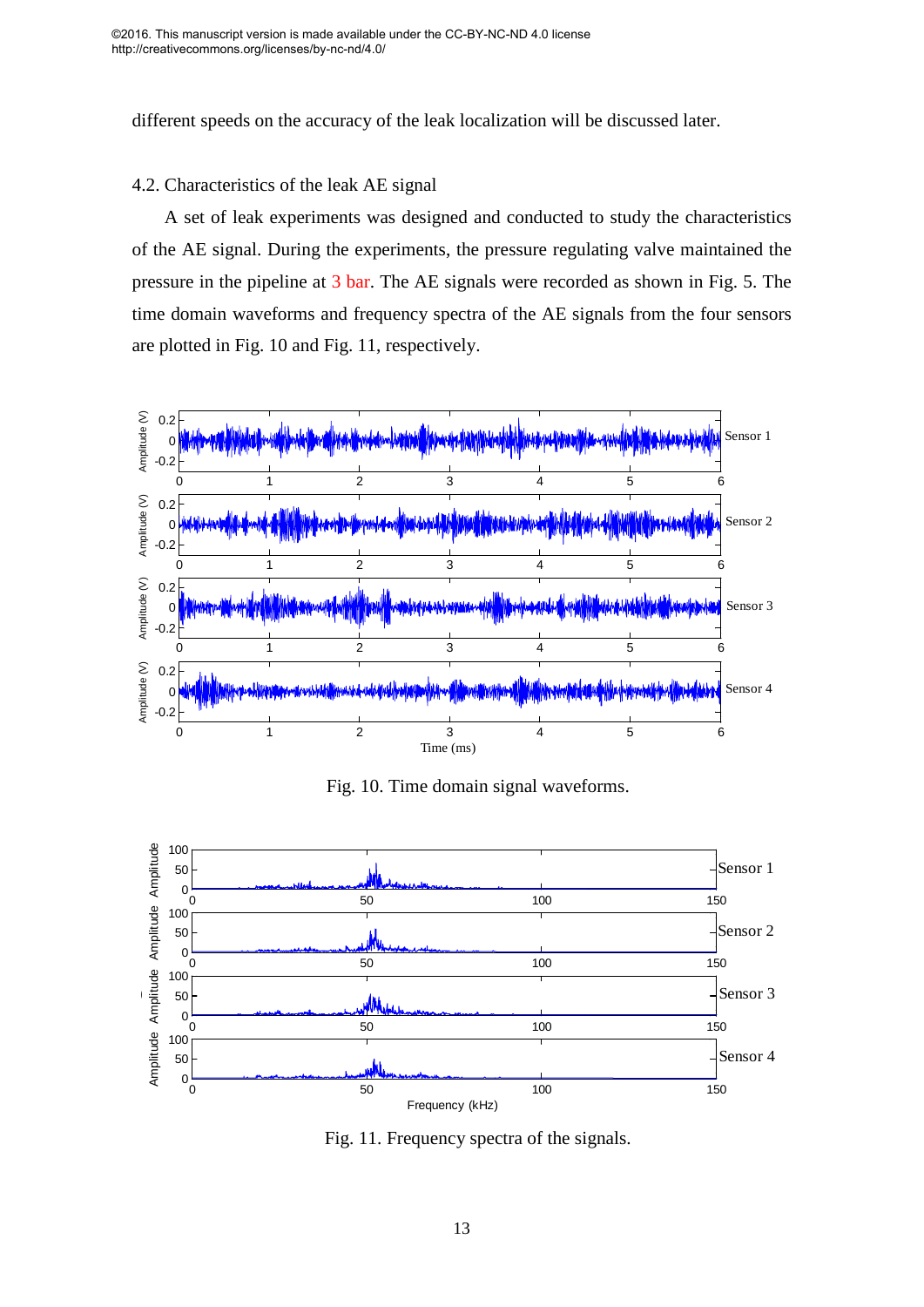different speeds on the accuracy of the leak localization will be discussed later.

### 4.2. Characteristics of the leak AE signal

A set of leak experiments was designed and conducted to study the characteristics of the AE signal. During the experiments, the pressure regulating valve maintained the pressure in the pipeline at 3 bar. The AE signals were recorded as shown in Fig. 5. The time domain waveforms and frequency spectra of the AE signals from the four sensors are plotted in Fig. 10 and Fig. 11, respectively.

Fig. 10. Time domain signal waveforms.

Fig. 11. Frequency spectra of the signals.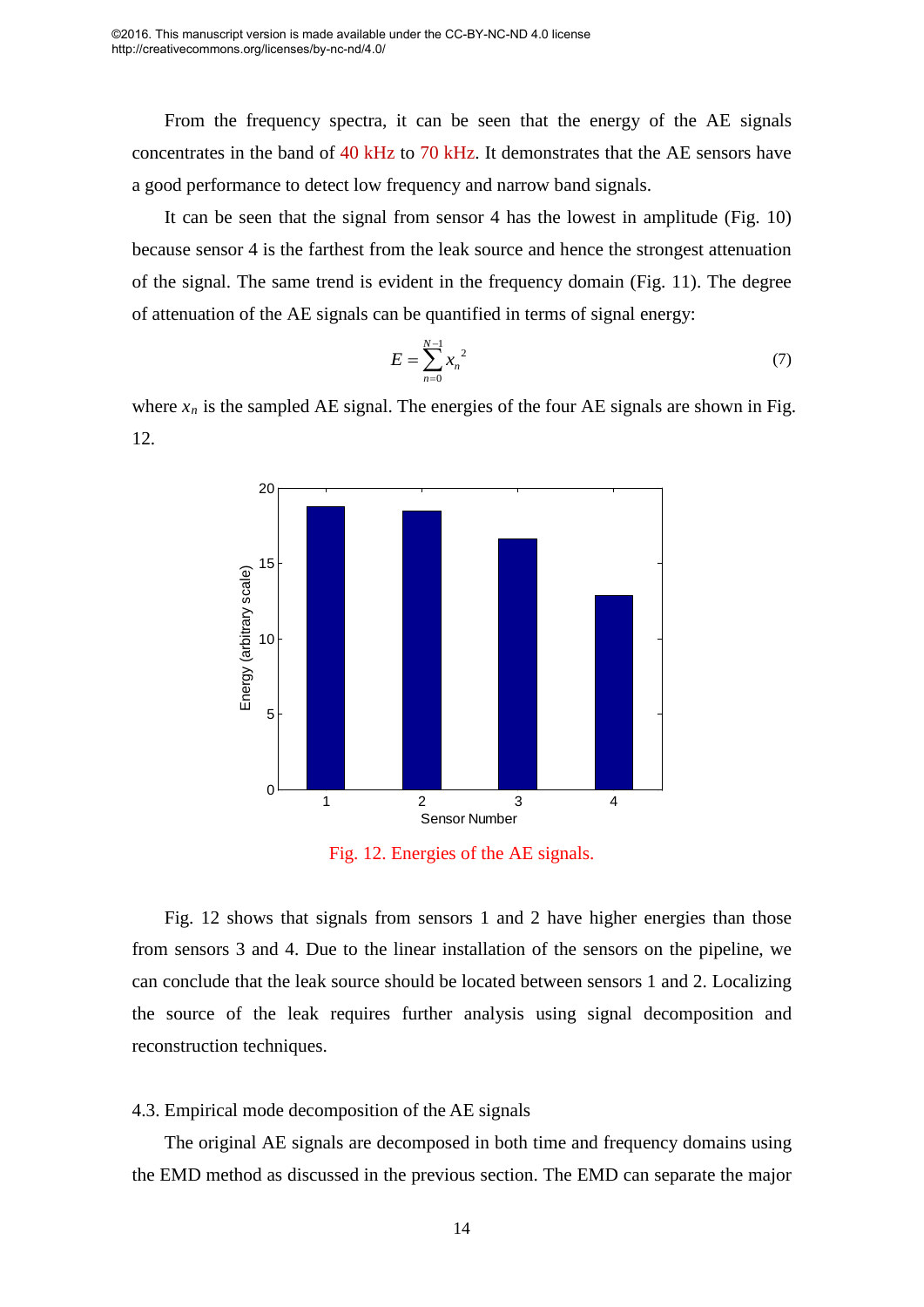From the frequency spectra, it can be seen that the energy of the AE signals concentrates in the band of 40 kHz to 70 kHz. It demonstrates that the AE sensors have a good performance to detect low frequency and narrow band signals.

It can be seen that the signal from sensor 4 has the lowest in amplitude (Fig. 10) because sensor 4 is the farthest from the leak source and hence the strongest attenuation of the signal. The same trend is evident in the frequency domain (Fig. 11). The degree of attenuation of the AE signals can be quantified in terms of signal energy:

$$E = \sum_{n=0}^{N-1} {x_n}^2 \tag{7}$$

where $x_n$ is the sampled AE signal. The energies of the four AE signals are shown in Fig. 12.

Fig. 12. Energies of the AE signals.

Fig. 12 shows that signals from sensors 1 and 2 have higher energies than those from sensors 3 and 4. Due to the linear installation of the sensors on the pipeline, we can conclude that the leak source should be located between sensors 1 and 2. Localizing the source of the leak requires further analysis using signal decomposition and reconstruction techniques.

### 4.3. Empirical mode decomposition of the AE signals

The original AE signals are decomposed in both time and frequency domains using the EMD method as discussed in the previous section. The EMD can separate the major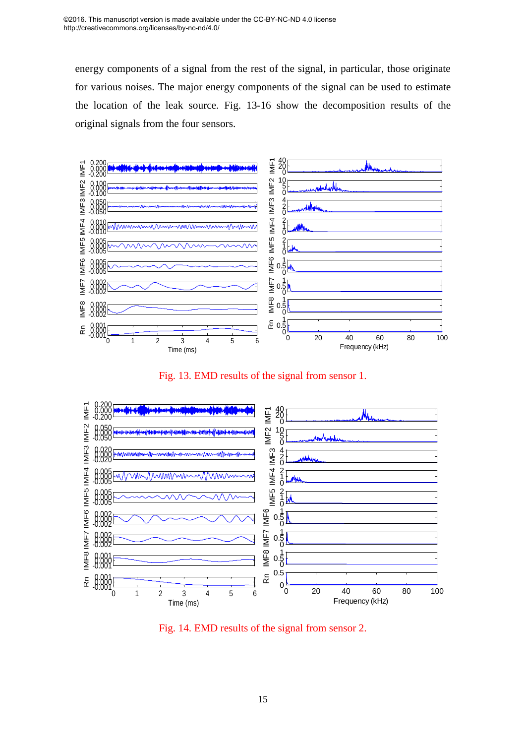energy components of a signal from the rest of the signal, in particular, those originate for various noises. The major energy components of the signal can be used to estimate the location of the leak source. Fig. 13-16 show the decomposition results of the original signals from the four sensors.

Fig. 13. EMD results of the signal from sensor 1.

Fig. 14. EMD results of the signal from sensor 2.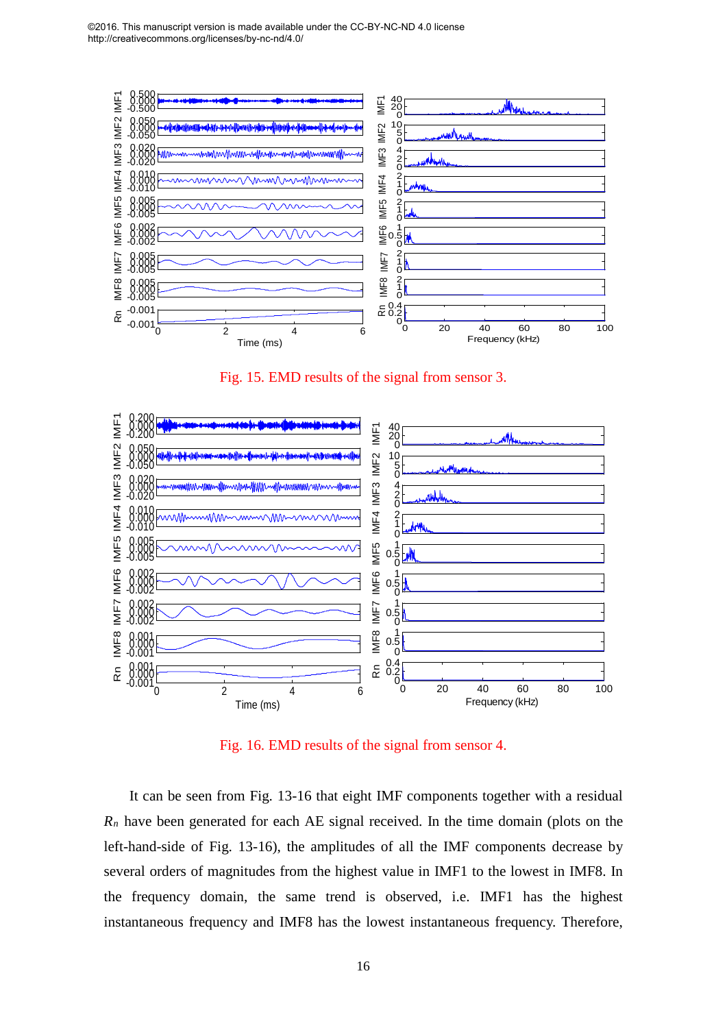©2016. This manuscript version is made available under the CC-BY-NC-ND 4.0 license http://creativecommons.org/licenses/by-nc-nd/4.0/

Fig. 15. EMD results of the signal from sensor 3.

Fig. 16. EMD results of the signal from sensor 4.

It can be seen from Fig. 13-16 that eight IMF components together with a residual $R_n$ have been generated for each AE signal received. In the time domain (plots on the left-hand-side of Fig. 13-16), the amplitudes of all the IMF components decrease by several orders of magnitudes from the highest value in IMF1 to the lowest in IMF8. In the frequency domain, the same trend is observed, i.e. IMF1 has the highest instantaneous frequency and IMF8 has the lowest instantaneous frequency. Therefore,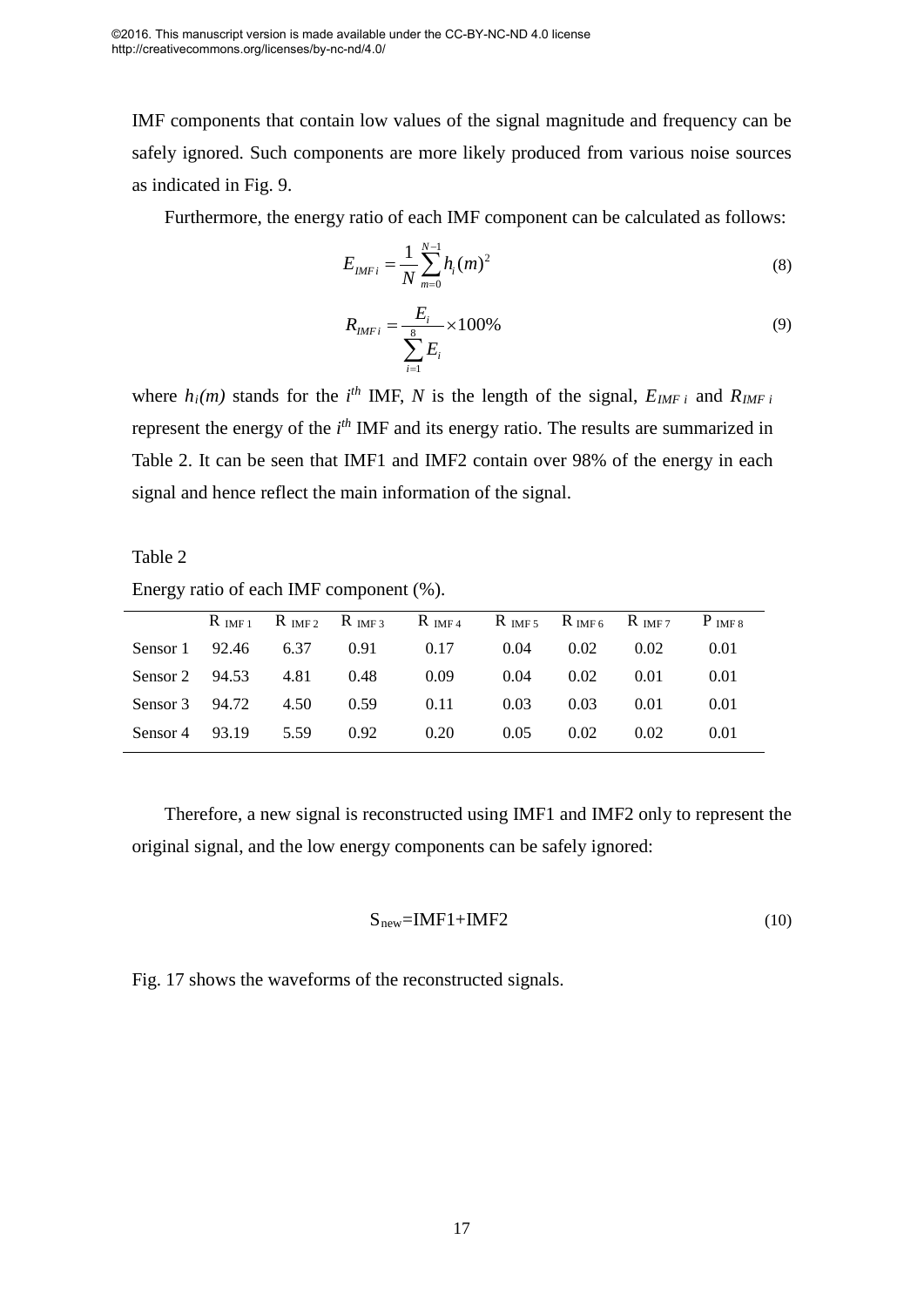IMF components that contain low values of the signal magnitude and frequency can be safely ignored. Such components are more likely produced from various noise sources as indicated in Fig. 9.

Furthermore, the energy ratio of each IMF component can be calculated as follows:

$$E_{IMF\,i} = \frac{1}{N}\sum_{m=0}^{N-1} h_i(m)^2 \tag{8}$$

$$R_{IMF\,i} = \frac{E_i}{\sum_{i=1}^{8} E_i} \times 100\% \tag{9}$$

where $h_i(m)$ stands for the $i^{th}$ IMF, $N$ is the length of the signal, $E_{IMF\,i}$ and $R_{IMF\,i}$ represent the energy of the $i^{th}$ IMF and its energy ratio. The results are summarized in Table 2. It can be seen that IMF1 and IMF2 contain over 98% of the energy in each signal and hence reflect the main information of the signal.

Table 2

Energy ratio of each IMF component (%).

| | $R_{IMF\,1}$ | $R_{IMF\,2}$ | $R_{IMF\,3}$ | $R_{IMF\,4}$ | $R_{IMF\,5}$ | $R_{IMF\,6}$ | $R_{IMF\,7}$ | $P_{IMF\,8}$ |
|---|---|---|---|---|---|---|---|---|
| Sensor 1 | 92.46 | 6.37 | 0.91 | 0.17 | 0.04 | 0.02 | 0.02 | 0.01 |
| Sensor 2 | 94.53 | 4.81 | 0.48 | 0.09 | 0.04 | 0.02 | 0.01 | 0.01 |
| Sensor 3 | 94.72 | 4.50 | 0.59 | 0.11 | 0.03 | 0.03 | 0.01 | 0.01 |
| Sensor 4 | 93.19 | 5.59 | 0.92 | 0.20 | 0.05 | 0.02 | 0.02 | 0.01 |

Therefore, a new signal is reconstructed using IMF1 and IMF2 only to represent the original signal, and the low energy components can be safely ignored:

$$S_{new} = \text{IMF1} + \text{IMF2} \tag{10}$$

Fig. 17 shows the waveforms of the reconstructed signals.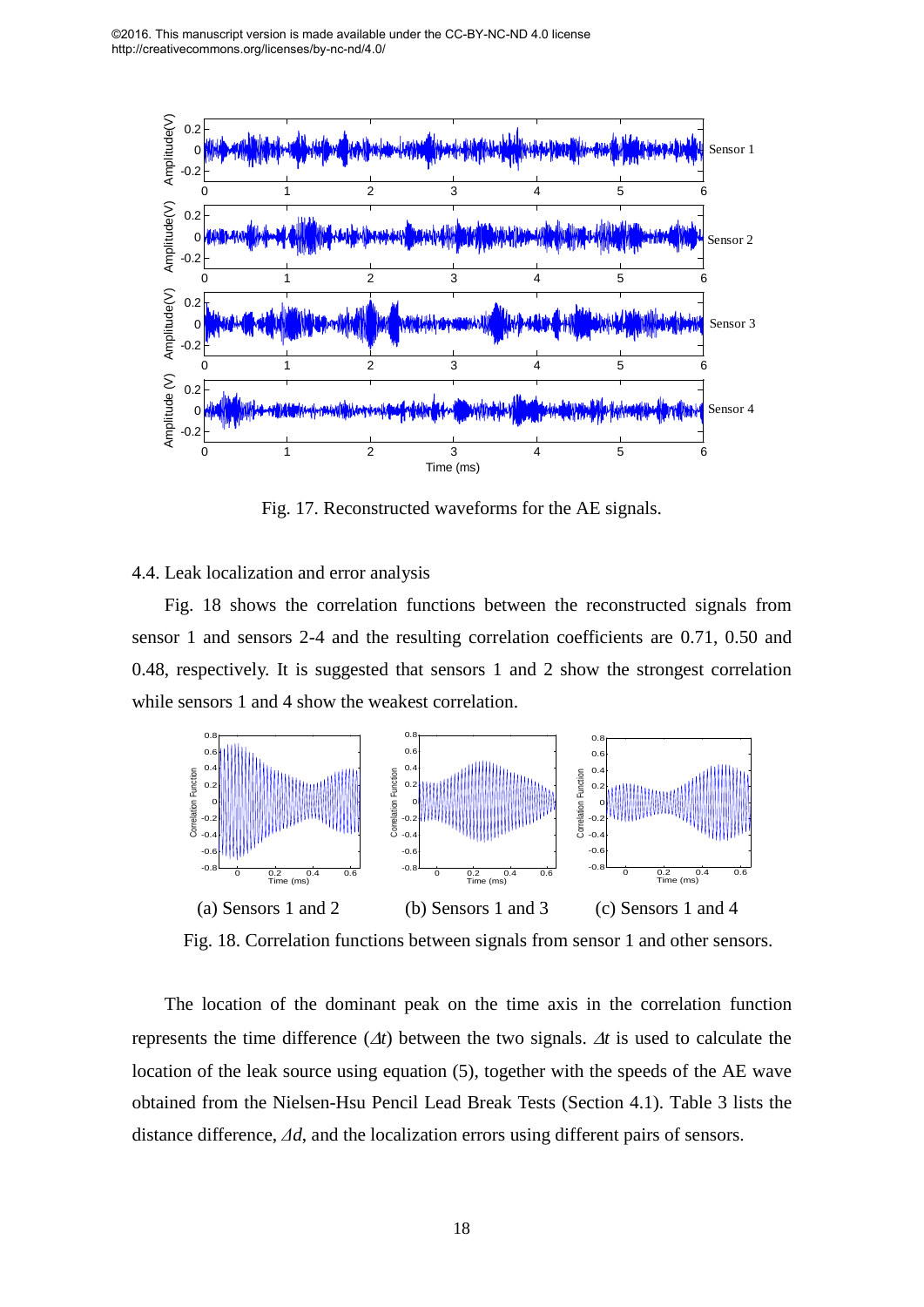Fig. 17. Reconstructed waveforms for the AE signals.

### 4.4. Leak localization and error analysis

Fig. 18 shows the correlation functions between the reconstructed signals from sensor 1 and sensors 2-4 and the resulting correlation coefficients are 0.71, 0.50 and 0.48, respectively. It is suggested that sensors 1 and 2 show the strongest correlation while sensors 1 and 4 show the weakest correlation.

(a) Sensors 1 and 2 (b) Sensors 1 and 3 (c) Sensors 1 and 4

Fig. 18. Correlation functions between signals from sensor 1 and other sensors.

The location of the dominant peak on the time axis in the correlation function represents the time difference ($\Delta t$) between the two signals. $\Delta t$ is used to calculate the location of the leak source using equation (5), together with the speeds of the AE wave obtained from the Nielsen-Hsu Pencil Lead Break Tests (Section 4.1). Table 3 lists the distance difference, $\Delta d$, and the localization errors using different pairs of sensors.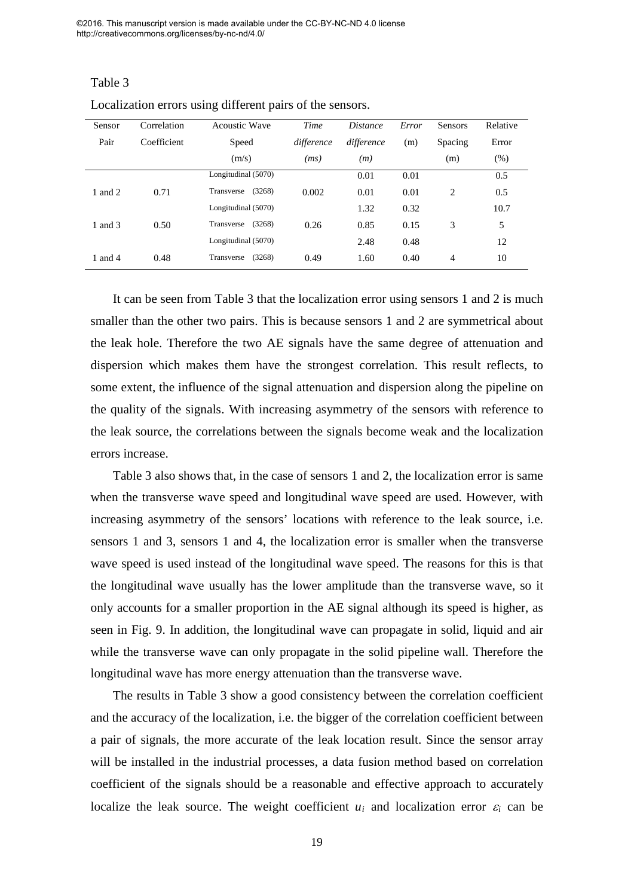Table 3

Localization errors using different pairs of the sensors.

| Sensor Pair | Correlation Coefficient | Acoustic Wave Speed (m/s) | *Time difference (ms)* | *Distance difference (m)* | *Error* (m) | Sensors Spacing (m) | Relative Error (%) |
|---|---|---|---|---|---|---|---|
| 1 and 2 | 0.71 | Longitudinal (5070) | 0.002 | 0.01 | 0.01 | 2 | 0.5 |
| | | Transverse (3268) | | 0.01 | 0.01 | | 0.5 |
| 1 and 3 | 0.50 | Longitudinal (5070) | 0.26 | 1.32 | 0.32 | 3 | 10.7 |
| | | Transverse (3268) | | 0.85 | 0.15 | | 5 |
| 1 and 4 | 0.48 | Longitudinal (5070) | 0.49 | 2.48 | 0.48 | 4 | 12 |
| | | Transverse (3268) | | 1.60 | 0.40 | | 10 |

It can be seen from Table 3 that the localization error using sensors 1 and 2 is much smaller than the other two pairs. This is because sensors 1 and 2 are symmetrical about the leak hole. Therefore the two AE signals have the same degree of attenuation and dispersion which makes them have the strongest correlation. This result reflects, to some extent, the influence of the signal attenuation and dispersion along the pipeline on the quality of the signals. With increasing asymmetry of the sensors with reference to the leak source, the correlations between the signals become weak and the localization errors increase.

Table 3 also shows that, in the case of sensors 1 and 2, the localization error is same when the transverse wave speed and longitudinal wave speed are used. However, with increasing asymmetry of the sensors' locations with reference to the leak source, i.e. sensors 1 and 3, sensors 1 and 4, the localization error is smaller when the transverse wave speed is used instead of the longitudinal wave speed. The reasons for this is that the longitudinal wave usually has the lower amplitude than the transverse wave, so it only accounts for a smaller proportion in the AE signal although its speed is higher, as seen in Fig. 9. In addition, the longitudinal wave can propagate in solid, liquid and air while the transverse wave can only propagate in the solid pipeline wall. Therefore the longitudinal wave has more energy attenuation than the transverse wave.

The results in Table 3 show a good consistency between the correlation coefficient and the accuracy of the localization, i.e. the bigger of the correlation coefficient between a pair of signals, the more accurate of the leak location result. Since the sensor array will be installed in the industrial processes, a data fusion method based on correlation coefficient of the signals should be a reasonable and effective approach to accurately localize the leak source. The weight coefficient $u_i$ and localization error $\varepsilon_i$ can be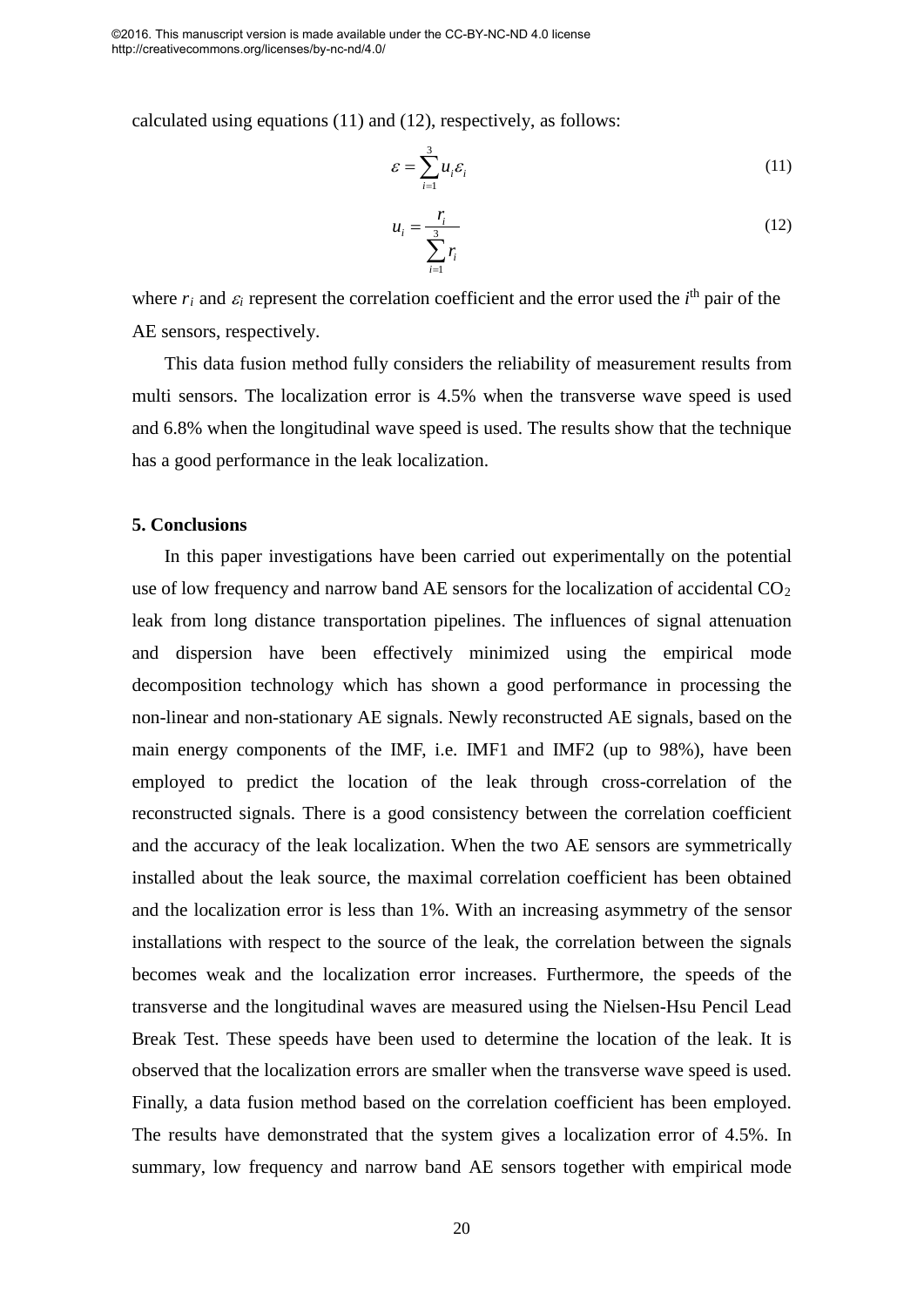calculated using equations (11) and (12), respectively, as follows:

$$\varepsilon = \sum_{i=1}^{3} u_i \varepsilon_i \tag{11}$$

$$u_i = \frac{r_i}{\sum_{i=1}^{3} r_i} \tag{12}$$

where $r_i$ and $\varepsilon_i$ represent the correlation coefficient and the error used the $i^{th}$ pair of the AE sensors, respectively.

This data fusion method fully considers the reliability of measurement results from multi sensors. The localization error is 4.5% when the transverse wave speed is used and 6.8% when the longitudinal wave speed is used. The results show that the technique has a good performance in the leak localization.

**5. Conclusions**

In this paper investigations have been carried out experimentally on the potential use of low frequency and narrow band AE sensors for the localization of accidental $CO_2$ leak from long distance transportation pipelines. The influences of signal attenuation and dispersion have been effectively minimized using the empirical mode decomposition technology which has shown a good performance in processing the non-linear and non-stationary AE signals. Newly reconstructed AE signals, based on the main energy components of the IMF, i.e. IMF1 and IMF2 (up to 98%), have been employed to predict the location of the leak through cross-correlation of the reconstructed signals. There is a good consistency between the correlation coefficient and the accuracy of the leak localization. When the two AE sensors are symmetrically installed about the leak source, the maximal correlation coefficient has been obtained and the localization error is less than 1%. With an increasing asymmetry of the sensor installations with respect to the source of the leak, the correlation between the signals becomes weak and the localization error increases. Furthermore, the speeds of the transverse and the longitudinal waves are measured using the Nielsen-Hsu Pencil Lead Break Test. These speeds have been used to determine the location of the leak. It is observed that the localization errors are smaller when the transverse wave speed is used. Finally, a data fusion method based on the correlation coefficient has been employed. The results have demonstrated that the system gives a localization error of 4.5%. In summary, low frequency and narrow band AE sensors together with empirical mode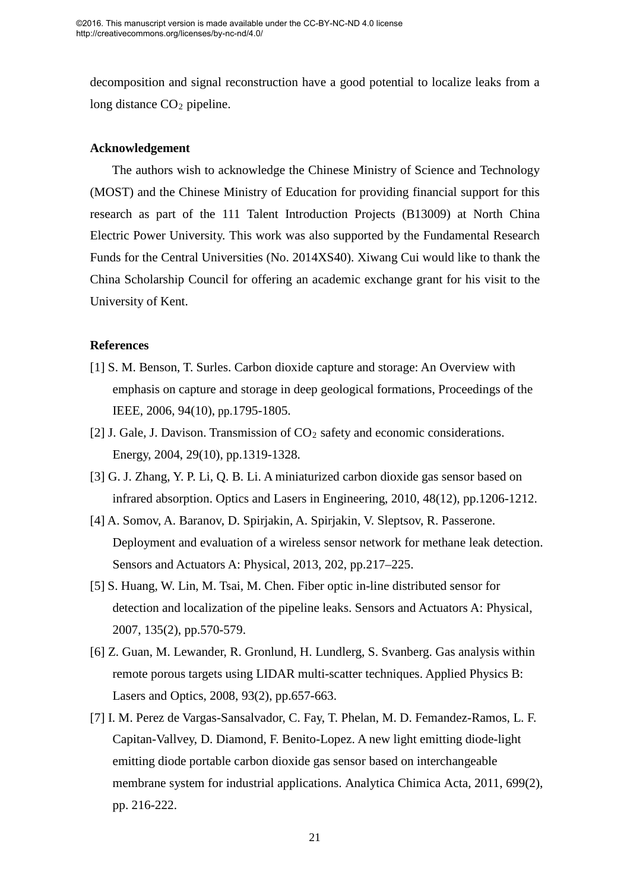decomposition and signal reconstruction have a good potential to localize leaks from a long distance $CO_2$ pipeline.

## Acknowledgement

The authors wish to acknowledge the Chinese Ministry of Science and Technology (MOST) and the Chinese Ministry of Education for providing financial support for this research as part of the 111 Talent Introduction Projects (B13009) at North China Electric Power University. This work was also supported by the Fundamental Research Funds for the Central Universities (No. 2014XS40). Xiwang Cui would like to thank the China Scholarship Council for offering an academic exchange grant for his visit to the University of Kent.

## References

[1] S. M. Benson, T. Surles. Carbon dioxide capture and storage: An Overview with emphasis on capture and storage in deep geological formations, Proceedings of the IEEE, 2006, 94(10), pp.1795-1805.

[2] J. Gale, J. Davison. Transmission of $CO_2$ safety and economic considerations. Energy, 2004, 29(10), pp.1319-1328.

[3] G. J. Zhang, Y. P. Li, Q. B. Li. A miniaturized carbon dioxide gas sensor based on infrared absorption. Optics and Lasers in Engineering, 2010, 48(12), pp.1206-1212.

[4] A. Somov, A. Baranov, D. Spirjakin, A. Spirjakin, V. Sleptsov, R. Passerone. Deployment and evaluation of a wireless sensor network for methane leak detection. Sensors and Actuators A: Physical, 2013, 202, pp.217–225.

[5] S. Huang, W. Lin, M. Tsai, M. Chen. Fiber optic in-line distributed sensor for detection and localization of the pipeline leaks. Sensors and Actuators A: Physical, 2007, 135(2), pp.570-579.

[6] Z. Guan, M. Lewander, R. Gronlund, H. Lundlerg, S. Svanberg. Gas analysis within remote porous targets using LIDAR multi-scatter techniques. Applied Physics B: Lasers and Optics, 2008, 93(2), pp.657-663.

[7] I. M. Perez de Vargas-Sansalvador, C. Fay, T. Phelan, M. D. Femandez-Ramos, L. F. Capitan-Vallvey, D. Diamond, F. Benito-Lopez. A new light emitting diode-light emitting diode portable carbon dioxide gas sensor based on interchangeable membrane system for industrial applications. Analytica Chimica Acta, 2011, 699(2), pp. 216-222.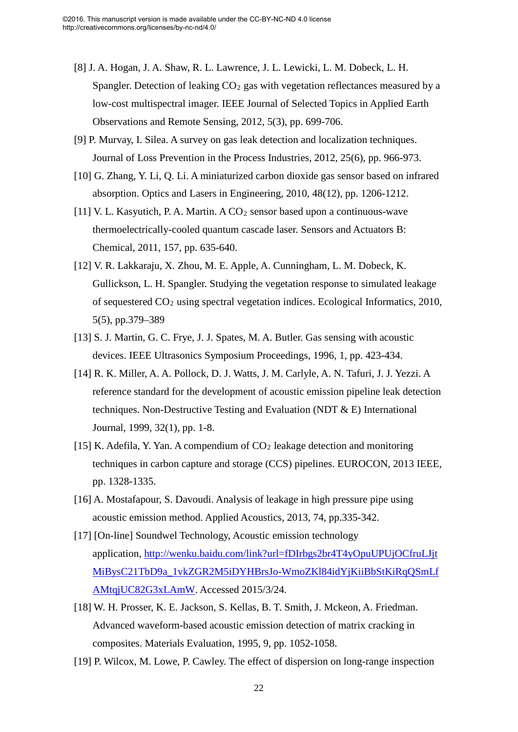[8] J. A. Hogan, J. A. Shaw, R. L. Lawrence, J. L. Lewicki, L. M. Dobeck, L. H. Spangler. Detection of leaking $CO_2$ gas with vegetation reflectances measured by a low-cost multispectral imager. IEEE Journal of Selected Topics in Applied Earth Observations and Remote Sensing, 2012, 5(3), pp. 699-706.

[9] P. Murvay, I. Silea. A survey on gas leak detection and localization techniques. Journal of Loss Prevention in the Process Industries, 2012, 25(6), pp. 966-973.

[10] G. Zhang, Y. Li, Q. Li. A miniaturized carbon dioxide gas sensor based on infrared absorption. Optics and Lasers in Engineering, 2010, 48(12), pp. 1206-1212.

[11] V. L. Kasyutich, P. A. Martin. A $CO_2$ sensor based upon a continuous-wave thermoelectrically-cooled quantum cascade laser. Sensors and Actuators B: Chemical, 2011, 157, pp. 635-640.

[12] V. R. Lakkaraju, X. Zhou, M. E. Apple, A. Cunningham, L. M. Dobeck, K. Gullickson, L. H. Spangler. Studying the vegetation response to simulated leakage of sequestered $CO_2$ using spectral vegetation indices. Ecological Informatics, 2010, 5(5), pp.379–389

[13] S. J. Martin, G. C. Frye, J. J. Spates, M. A. Butler. Gas sensing with acoustic devices. IEEE Ultrasonics Symposium Proceedings, 1996, 1, pp. 423-434.

[14] R. K. Miller, A. A. Pollock, D. J. Watts, J. M. Carlyle, A. N. Tafuri, J. J. Yezzi. A reference standard for the development of acoustic emission pipeline leak detection techniques. Non-Destructive Testing and Evaluation (NDT & E) International Journal, 1999, 32(1), pp. 1-8.

[15] K. Adefila, Y. Yan. A compendium of $CO_2$ leakage detection and monitoring techniques in carbon capture and storage (CCS) pipelines. EUROCON, 2013 IEEE, pp. 1328-1335.

[16] A. Mostafapour, S. Davoudi. Analysis of leakage in high pressure pipe using acoustic emission method. Applied Acoustics, 2013, 74, pp.335-342.

[17] [On-line] Soundwel Technology, Acoustic emission technology application, http://wenku.baidu.com/link?url=fDIrbgs2br4T4yOpuUPUjOCfruLJjtMiBysC21TbD9a_1vkZGR2M5iDYHBrsJo-WmoZKl84idYjKiiBbStKiRqQSmLfAMtqjUC82G3xLAmW. Accessed 2015/3/24.

[18] W. H. Prosser, K. E. Jackson, S. Kellas, B. T. Smith, J. Mckeon, A. Friedman. Advanced waveform-based acoustic emission detection of matrix cracking in composites. Materials Evaluation, 1995, 9, pp. 1052-1058.

[19] P. Wilcox, M. Lowe, P. Cawley. The effect of dispersion on long-range inspection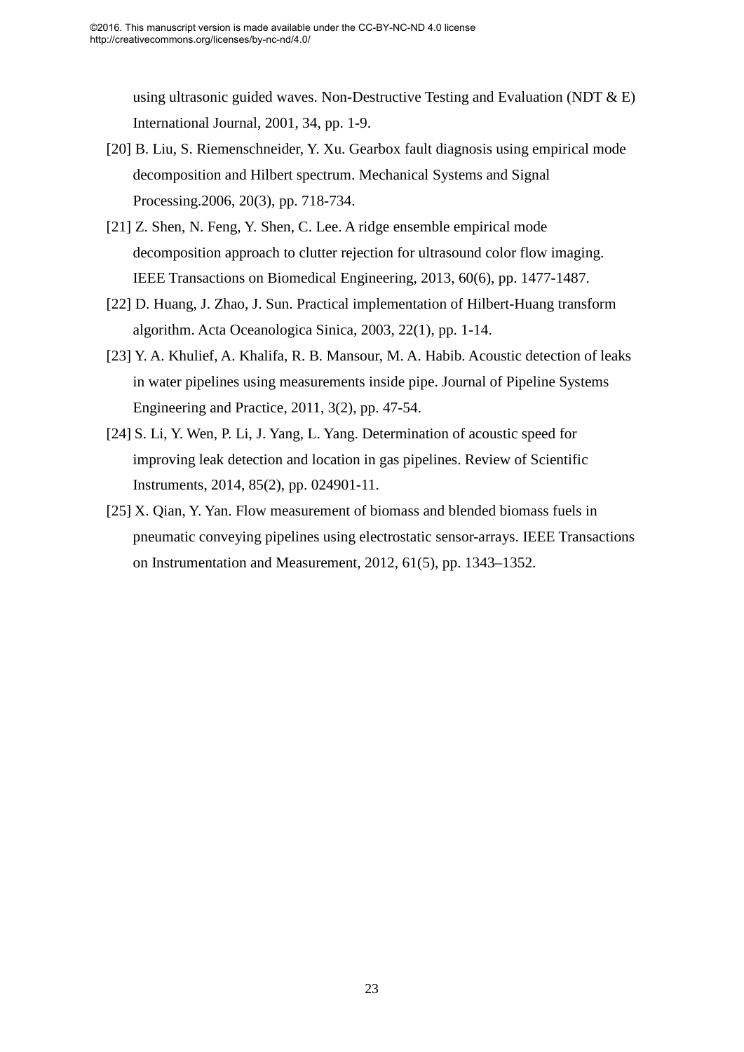using ultrasonic guided waves. Non-Destructive Testing and Evaluation (NDT & E) International Journal, 2001, 34, pp. 1-9.

[20] B. Liu, S. Riemenschneider, Y. Xu. Gearbox fault diagnosis using empirical mode decomposition and Hilbert spectrum. Mechanical Systems and Signal Processing.2006, 20(3), pp. 718-734.

[21] Z. Shen, N. Feng, Y. Shen, C. Lee. A ridge ensemble empirical mode decomposition approach to clutter rejection for ultrasound color flow imaging. IEEE Transactions on Biomedical Engineering, 2013, 60(6), pp. 1477-1487.

[22] D. Huang, J. Zhao, J. Sun. Practical implementation of Hilbert-Huang transform algorithm. Acta Oceanologica Sinica, 2003, 22(1), pp. 1-14.

[23] Y. A. Khulief, A. Khalifa, R. B. Mansour, M. A. Habib. Acoustic detection of leaks in water pipelines using measurements inside pipe. Journal of Pipeline Systems Engineering and Practice, 2011, 3(2), pp. 47-54.

[24] S. Li, Y. Wen, P. Li, J. Yang, L. Yang. Determination of acoustic speed for improving leak detection and location in gas pipelines. Review of Scientific Instruments, 2014, 85(2), pp. 024901-11.

[25] X. Qian, Y. Yan. Flow measurement of biomass and blended biomass fuels in pneumatic conveying pipelines using electrostatic sensor-arrays. IEEE Transactions on Instrumentation and Measurement, 2012, 61(5), pp. 1343–1352.